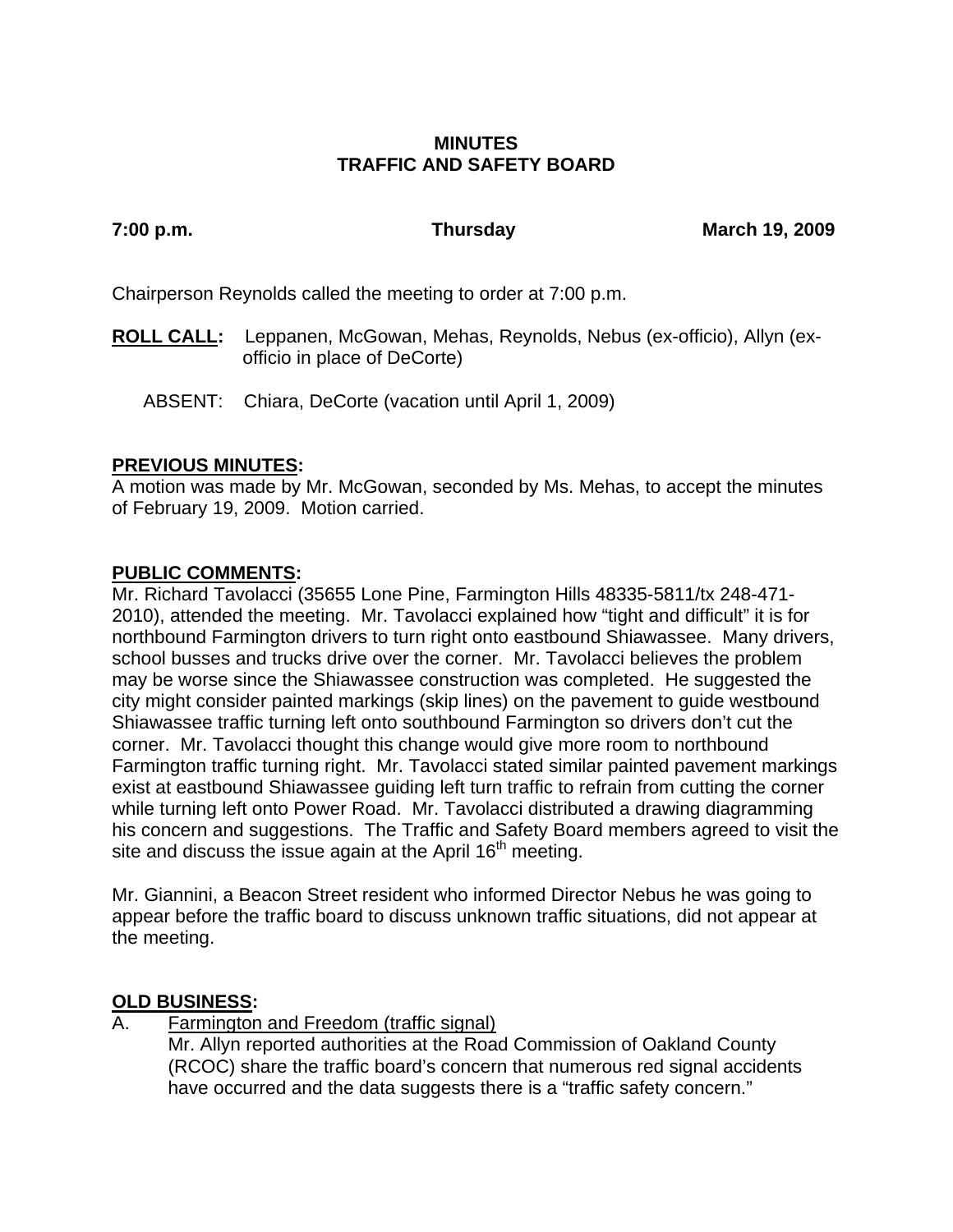# MINUTES
# TRAFFIC AND SAFETY BOARD

**7:00 p.m.** **Thursday** **March 19, 2009**

Chairperson Reynolds called the meeting to order at 7:00 p.m.

**ROLL CALL:** Leppanen, McGowan, Mehas, Reynolds, Nebus (ex-officio), Allyn (ex-officio in place of DeCorte)

ABSENT: Chiara, DeCorte (vacation until April 1, 2009)

## PREVIOUS MINUTES:

A motion was made by Mr. McGowan, seconded by Ms. Mehas, to accept the minutes of February 19, 2009. Motion carried.

## PUBLIC COMMENTS:

Mr. Richard Tavolacci (35655 Lone Pine, Farmington Hills 48335-5811/tx 248-471-2010), attended the meeting. Mr. Tavolacci explained how "tight and difficult" it is for northbound Farmington drivers to turn right onto eastbound Shiawassee. Many drivers, school busses and trucks drive over the corner. Mr. Tavolacci believes the problem may be worse since the Shiawassee construction was completed. He suggested the city might consider painted markings (skip lines) on the pavement to guide westbound Shiawassee traffic turning left onto southbound Farmington so drivers don't cut the corner. Mr. Tavolacci thought this change would give more room to northbound Farmington traffic turning right. Mr. Tavolacci stated similar painted pavement markings exist at eastbound Shiawassee guiding left turn traffic to refrain from cutting the corner while turning left onto Power Road. Mr. Tavolacci distributed a drawing diagramming his concern and suggestions. The Traffic and Safety Board members agreed to visit the site and discuss the issue again at the April 16th meeting.

Mr. Giannini, a Beacon Street resident who informed Director Nebus he was going to appear before the traffic board to discuss unknown traffic situations, did not appear at the meeting.

## OLD BUSINESS:

A. Farmington and Freedom (traffic signal)

Mr. Allyn reported authorities at the Road Commission of Oakland County (RCOC) share the traffic board's concern that numerous red signal accidents have occurred and the data suggests there is a "traffic safety concern."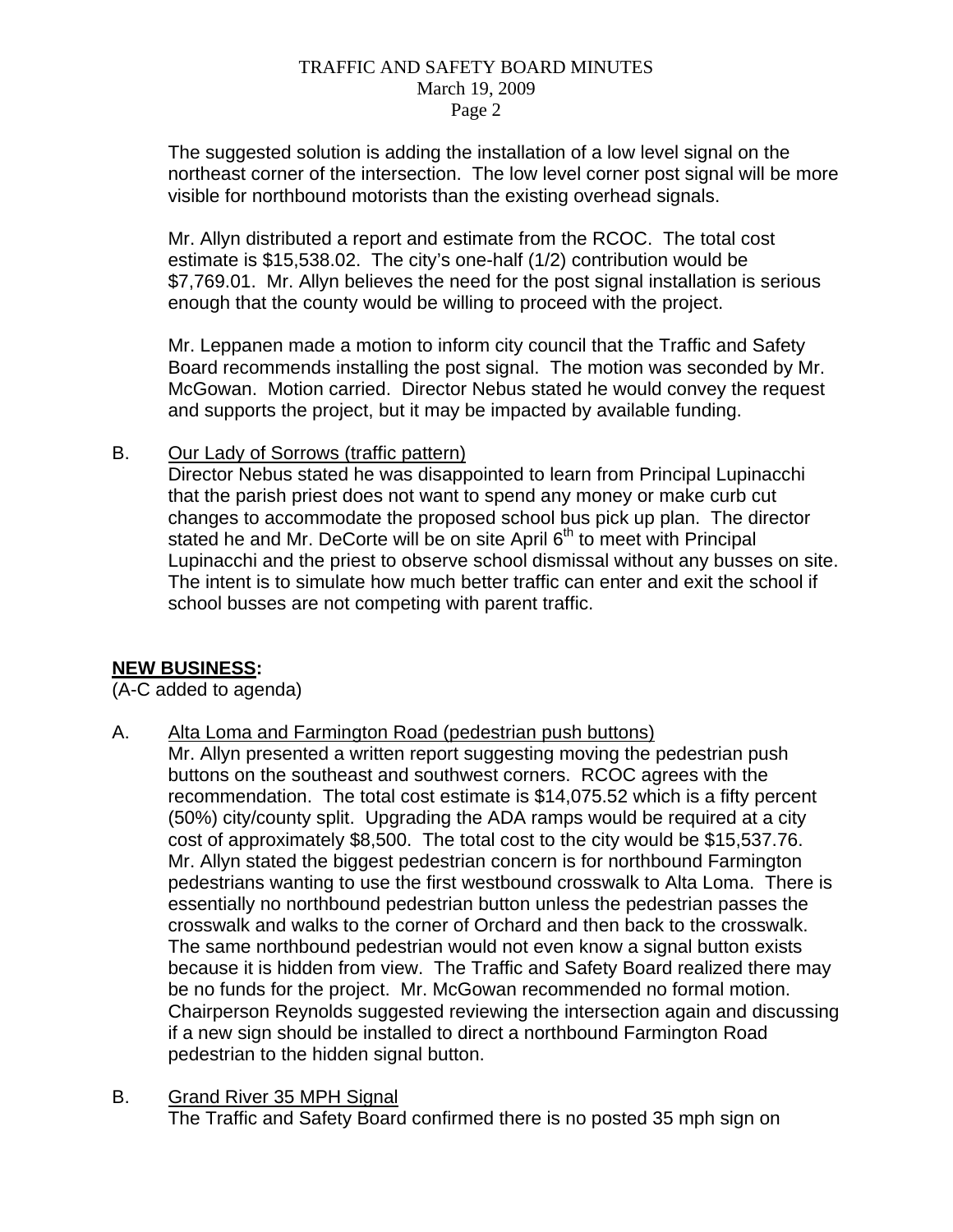The suggested solution is adding the installation of a low level signal on the northeast corner of the intersection. The low level corner post signal will be more visible for northbound motorists than the existing overhead signals.

Mr. Allyn distributed a report and estimate from the RCOC. The total cost estimate is $15,538.02. The city's one-half (1/2) contribution would be $7,769.01. Mr. Allyn believes the need for the post signal installation is serious enough that the county would be willing to proceed with the project.

Mr. Leppanen made a motion to inform city council that the Traffic and Safety Board recommends installing the post signal. The motion was seconded by Mr. McGowan. Motion carried. Director Nebus stated he would convey the request and supports the project, but it may be impacted by available funding.

B. Our Lady of Sorrows (traffic pattern)

Director Nebus stated he was disappointed to learn from Principal Lupinacchi that the parish priest does not want to spend any money or make curb cut changes to accommodate the proposed school bus pick up plan. The director stated he and Mr. DeCorte will be on site April 6th to meet with Principal Lupinacchi and the priest to observe school dismissal without any busses on site. The intent is to simulate how much better traffic can enter and exit the school if school busses are not competing with parent traffic.

## NEW BUSINESS:

(A-C added to agenda)

A. Alta Loma and Farmington Road (pedestrian push buttons)

Mr. Allyn presented a written report suggesting moving the pedestrian push buttons on the southeast and southwest corners. RCOC agrees with the recommendation. The total cost estimate is $14,075.52 which is a fifty percent (50%) city/county split. Upgrading the ADA ramps would be required at a city cost of approximately $8,500. The total cost to the city would be $15,537.76. Mr. Allyn stated the biggest pedestrian concern is for northbound Farmington pedestrians wanting to use the first westbound crosswalk to Alta Loma. There is essentially no northbound pedestrian button unless the pedestrian passes the crosswalk and walks to the corner of Orchard and then back to the crosswalk. The same northbound pedestrian would not even know a signal button exists because it is hidden from view. The Traffic and Safety Board realized there may be no funds for the project. Mr. McGowan recommended no formal motion. Chairperson Reynolds suggested reviewing the intersection again and discussing if a new sign should be installed to direct a northbound Farmington Road pedestrian to the hidden signal button.

B. Grand River 35 MPH Signal

The Traffic and Safety Board confirmed there is no posted 35 mph sign on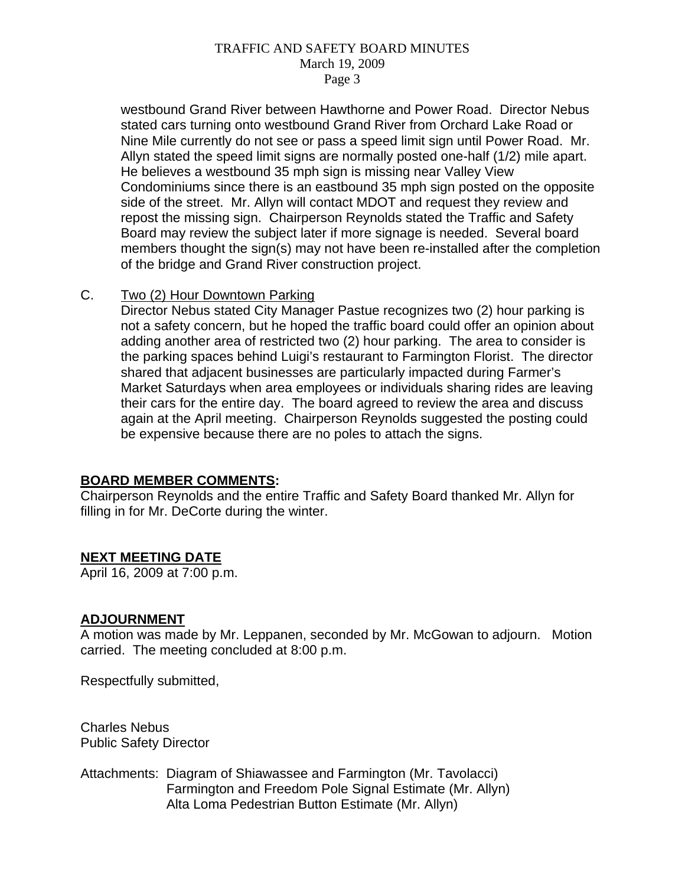westbound Grand River between Hawthorne and Power Road. Director Nebus stated cars turning onto westbound Grand River from Orchard Lake Road or Nine Mile currently do not see or pass a speed limit sign until Power Road. Mr. Allyn stated the speed limit signs are normally posted one-half (1/2) mile apart. He believes a westbound 35 mph sign is missing near Valley View Condominiums since there is an eastbound 35 mph sign posted on the opposite side of the street. Mr. Allyn will contact MDOT and request they review and repost the missing sign. Chairperson Reynolds stated the Traffic and Safety Board may review the subject later if more signage is needed. Several board members thought the sign(s) may not have been re-installed after the completion of the bridge and Grand River construction project.

C. Two (2) Hour Downtown Parking

Director Nebus stated City Manager Pastue recognizes two (2) hour parking is not a safety concern, but he hoped the traffic board could offer an opinion about adding another area of restricted two (2) hour parking. The area to consider is the parking spaces behind Luigi's restaurant to Farmington Florist. The director shared that adjacent businesses are particularly impacted during Farmer's Market Saturdays when area employees or individuals sharing rides are leaving their cars for the entire day. The board agreed to review the area and discuss again at the April meeting. Chairperson Reynolds suggested the posting could be expensive because there are no poles to attach the signs.

## BOARD MEMBER COMMENTS:

Chairperson Reynolds and the entire Traffic and Safety Board thanked Mr. Allyn for filling in for Mr. DeCorte during the winter.

## NEXT MEETING DATE

April 16, 2009 at 7:00 p.m.

## ADJOURNMENT

A motion was made by Mr. Leppanen, seconded by Mr. McGowan to adjourn. Motion carried. The meeting concluded at 8:00 p.m.

Respectfully submitted,

Charles Nebus
Public Safety Director

Attachments: Diagram of Shiawassee and Farmington (Mr. Tavolacci)
Farmington and Freedom Pole Signal Estimate (Mr. Allyn)
Alta Loma Pedestrian Button Estimate (Mr. Allyn)